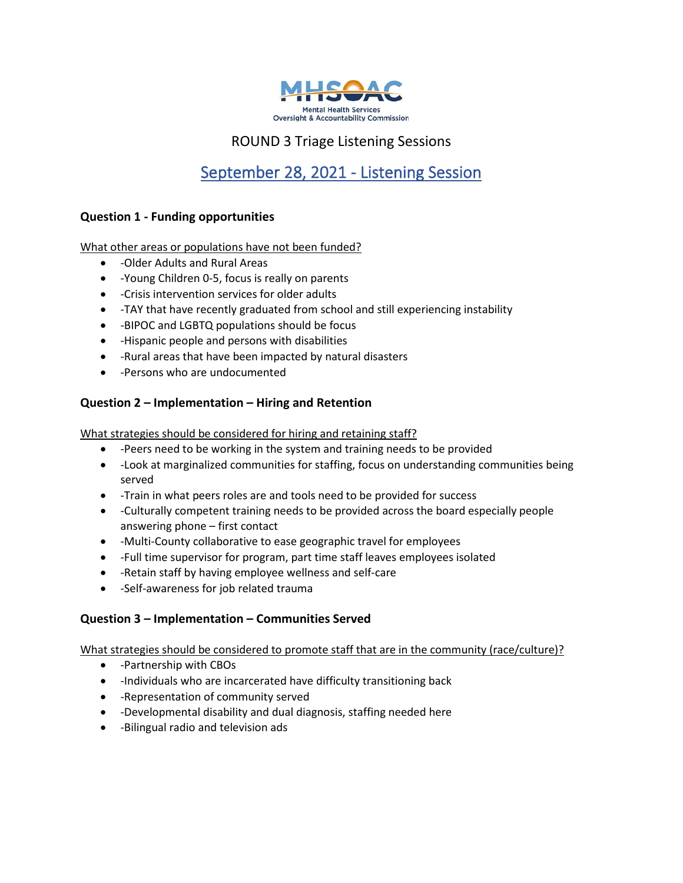MHSOAC
Mental Health Services
Oversight & Accountability Commission

ROUND 3 Triage Listening Sessions

# September 28, 2021 - Listening Session

## Question 1 - Funding opportunities

What other areas or populations have not been funded?

- -Older Adults and Rural Areas
- -Young Children 0-5, focus is really on parents
- -Crisis intervention services for older adults
- -TAY that have recently graduated from school and still experiencing instability
- -BIPOC and LGBTQ populations should be focus
- -Hispanic people and persons with disabilities
- -Rural areas that have been impacted by natural disasters
- -Persons who are undocumented

## Question 2 – Implementation – Hiring and Retention

What strategies should be considered for hiring and retaining staff?

- -Peers need to be working in the system and training needs to be provided
- -Look at marginalized communities for staffing, focus on understanding communities being served
- -Train in what peers roles are and tools need to be provided for success
- -Culturally competent training needs to be provided across the board especially people answering phone – first contact
- -Multi-County collaborative to ease geographic travel for employees
- -Full time supervisor for program, part time staff leaves employees isolated
- -Retain staff by having employee wellness and self-care
- -Self-awareness for job related trauma

## Question 3 – Implementation – Communities Served

What strategies should be considered to promote staff that are in the community (race/culture)?

- -Partnership with CBOs
- -Individuals who are incarcerated have difficulty transitioning back
- -Representation of community served
- -Developmental disability and dual diagnosis, staffing needed here
- -Bilingual radio and television ads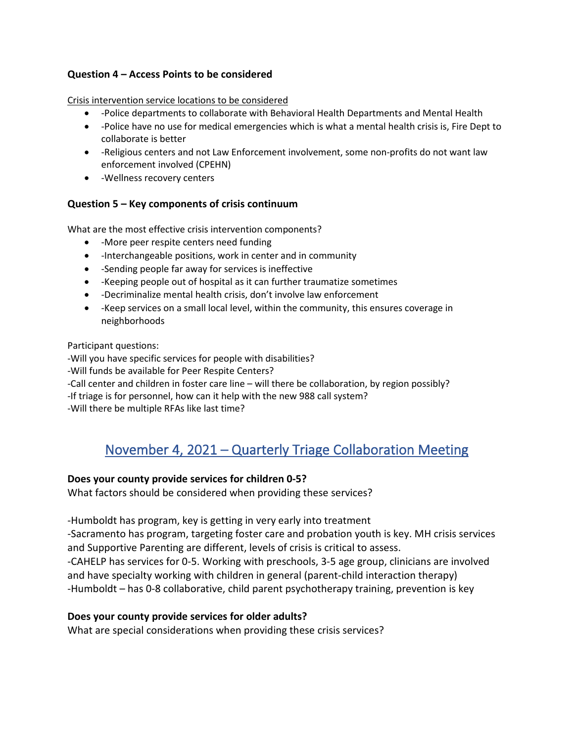### Question 4 – Access Points to be considered

Crisis intervention service locations to be considered

- -Police departments to collaborate with Behavioral Health Departments and Mental Health
- -Police have no use for medical emergencies which is what a mental health crisis is, Fire Dept to collaborate is better
- -Religious centers and not Law Enforcement involvement, some non-profits do not want law enforcement involved (CPEHN)
- -Wellness recovery centers

### Question 5 – Key components of crisis continuum

What are the most effective crisis intervention components?

- -More peer respite centers need funding
- -Interchangeable positions, work in center and in community
- -Sending people far away for services is ineffective
- -Keeping people out of hospital as it can further traumatize sometimes
- -Decriminalize mental health crisis, don't involve law enforcement
- -Keep services on a small local level, within the community, this ensures coverage in neighborhoods

Participant questions:
-Will you have specific services for people with disabilities?
-Will funds be available for Peer Respite Centers?
-Call center and children in foster care line – will there be collaboration, by region possibly?
-If triage is for personnel, how can it help with the new 988 call system?
-Will there be multiple RFAs like last time?

## November 4, 2021 – Quarterly Triage Collaboration Meeting

**Does your county provide services for children 0-5?**
What factors should be considered when providing these services?

-Humboldt has program, key is getting in very early into treatment
-Sacramento has program, targeting foster care and probation youth is key. MH crisis services and Supportive Parenting are different, levels of crisis is critical to assess.
-CAHELP has services for 0-5. Working with preschools, 3-5 age group, clinicians are involved and have specialty working with children in general (parent-child interaction therapy)
-Humboldt – has 0-8 collaborative, child parent psychotherapy training, prevention is key

**Does your county provide services for older adults?**
What are special considerations when providing these crisis services?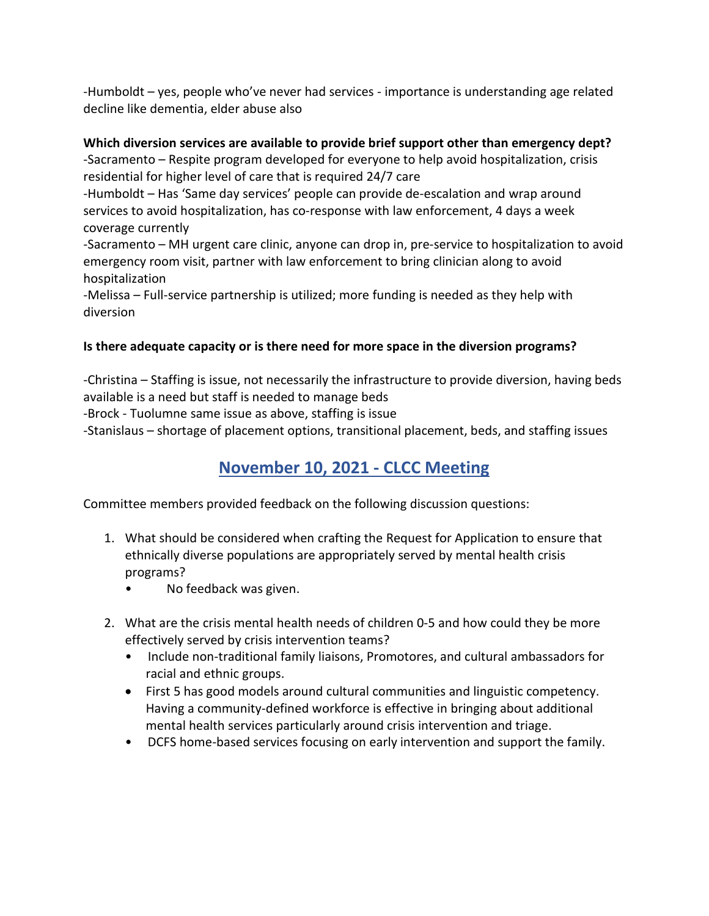-Humboldt – yes, people who've never had services - importance is understanding age related decline like dementia, elder abuse also

**Which diversion services are available to provide brief support other than emergency dept?**

-Sacramento – Respite program developed for everyone to help avoid hospitalization, crisis residential for higher level of care that is required 24/7 care

-Humboldt – Has 'Same day services' people can provide de-escalation and wrap around services to avoid hospitalization, has co-response with law enforcement, 4 days a week coverage currently

-Sacramento – MH urgent care clinic, anyone can drop in, pre-service to hospitalization to avoid emergency room visit, partner with law enforcement to bring clinician along to avoid hospitalization

-Melissa – Full-service partnership is utilized; more funding is needed as they help with diversion

**Is there adequate capacity or is there need for more space in the diversion programs?**

-Christina – Staffing is issue, not necessarily the infrastructure to provide diversion, having beds available is a need but staff is needed to manage beds

-Brock - Tuolumne same issue as above, staffing is issue

-Stanislaus – shortage of placement options, transitional placement, beds, and staffing issues

## November 10, 2021 - CLCC Meeting

Committee members provided feedback on the following discussion questions:

1. What should be considered when crafting the Request for Application to ensure that ethnically diverse populations are appropriately served by mental health crisis programs?
   - No feedback was given.

2. What are the crisis mental health needs of children 0-5 and how could they be more effectively served by crisis intervention teams?
   - Include non-traditional family liaisons, Promotores, and cultural ambassadors for racial and ethnic groups.
   - First 5 has good models around cultural communities and linguistic competency. Having a community-defined workforce is effective in bringing about additional mental health services particularly around crisis intervention and triage.
   - DCFS home-based services focusing on early intervention and support the family.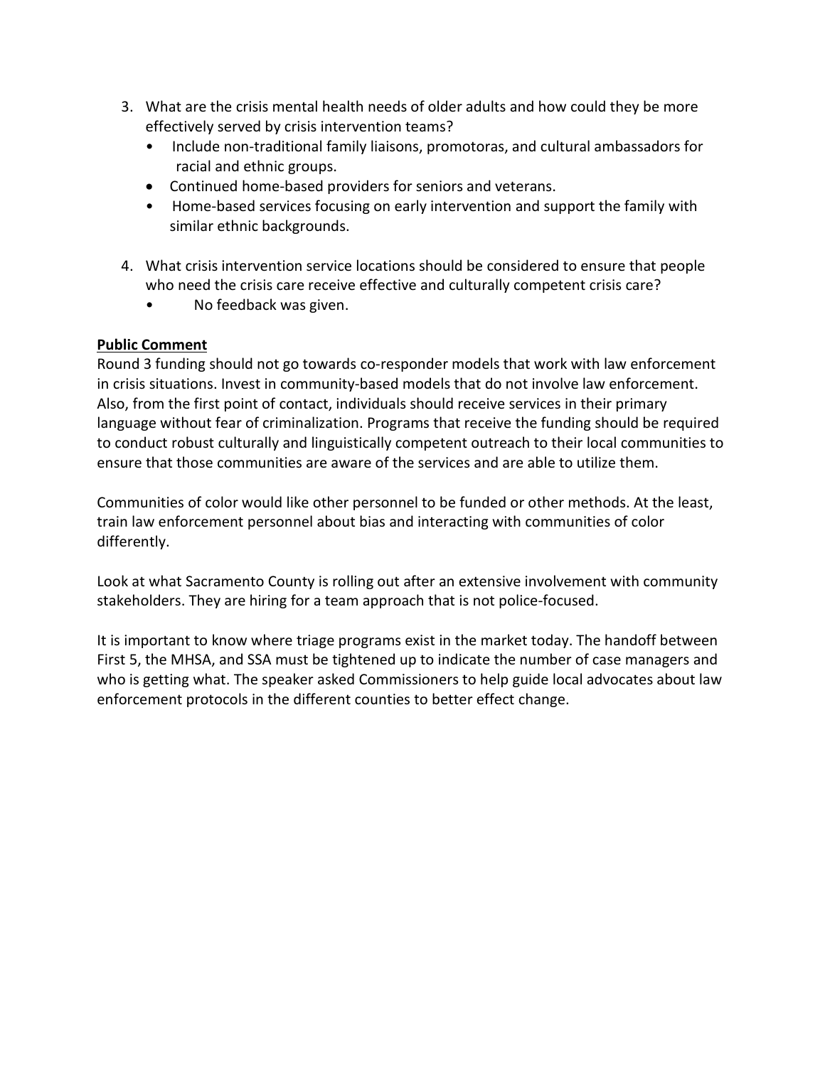3. What are the crisis mental health needs of older adults and how could they be more effectively served by crisis intervention teams?
   - Include non-traditional family liaisons, promotoras, and cultural ambassadors for racial and ethnic groups.
   - Continued home-based providers for seniors and veterans.
   - Home-based services focusing on early intervention and support the family with similar ethnic backgrounds.

4. What crisis intervention service locations should be considered to ensure that people who need the crisis care receive effective and culturally competent crisis care?
   - No feedback was given.

**Public Comment**

Round 3 funding should not go towards co-responder models that work with law enforcement in crisis situations. Invest in community-based models that do not involve law enforcement. Also, from the first point of contact, individuals should receive services in their primary language without fear of criminalization. Programs that receive the funding should be required to conduct robust culturally and linguistically competent outreach to their local communities to ensure that those communities are aware of the services and are able to utilize them.

Communities of color would like other personnel to be funded or other methods. At the least, train law enforcement personnel about bias and interacting with communities of color differently.

Look at what Sacramento County is rolling out after an extensive involvement with community stakeholders. They are hiring for a team approach that is not police-focused.

It is important to know where triage programs exist in the market today. The handoff between First 5, the MHSA, and SSA must be tightened up to indicate the number of case managers and who is getting what. The speaker asked Commissioners to help guide local advocates about law enforcement protocols in the different counties to better effect change.